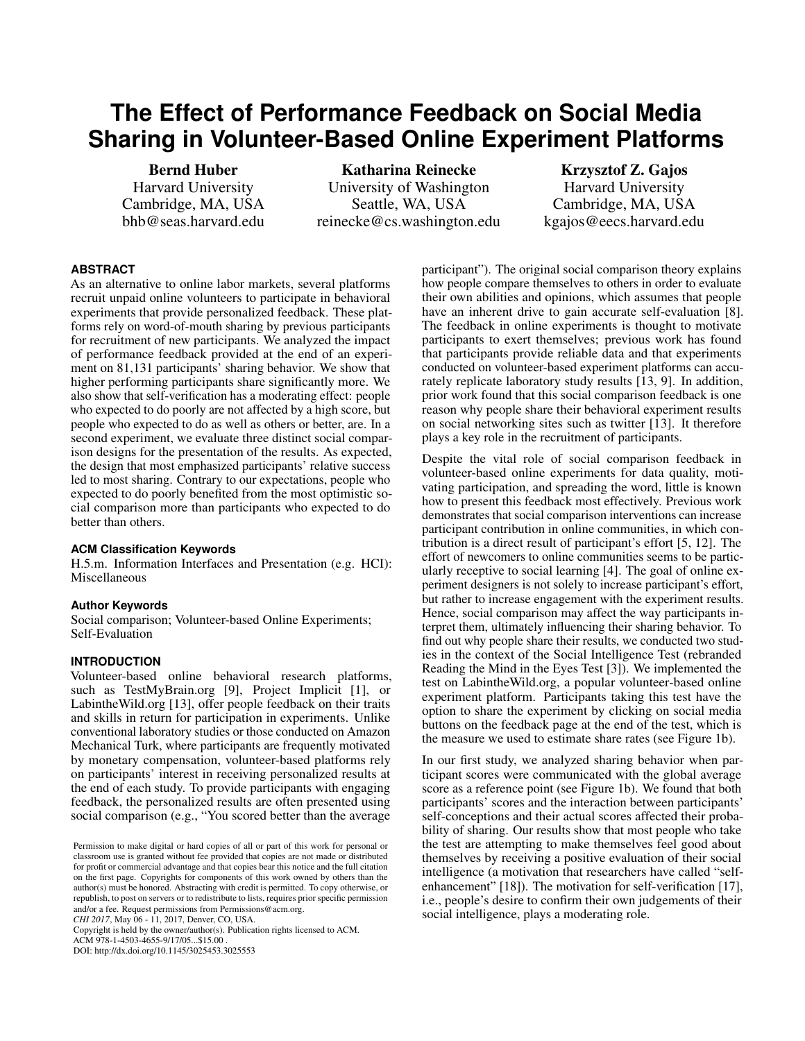# The Effect of Performance Feedback on Social Media Sharing in Volunteer-Based Online Experiment Platforms

**Bernd Huber**
Harvard University
Cambridge, MA, USA
bhb@seas.harvard.edu

**Katharina Reinecke**
University of Washington
Seattle, WA, USA
reinecke@cs.washington.edu

**Krzysztof Z. Gajos**
Harvard University
Cambridge, MA, USA
kgajos@eecs.harvard.edu

## ABSTRACT

As an alternative to online labor markets, several platforms recruit unpaid online volunteers to participate in behavioral experiments that provide personalized feedback. These platforms rely on word-of-mouth sharing by previous participants for recruitment of new participants. We analyzed the impact of performance feedback provided at the end of an experiment on 81,131 participants' sharing behavior. We show that higher performing participants share significantly more. We also show that self-verification has a moderating effect: people who expected to do poorly are not affected by a high score, but people who expected to do as well as others or better, are. In a second experiment, we evaluate three distinct social comparison designs for the presentation of the results. As expected, the design that most emphasized participants' relative success led to most sharing. Contrary to our expectations, people who expected to do poorly benefited from the most optimistic social comparison more than participants who expected to do better than others.

### ACM Classification Keywords

H.5.m. Information Interfaces and Presentation (e.g. HCI): Miscellaneous

### Author Keywords

Social comparison; Volunteer-based Online Experiments; Self-Evaluation

## INTRODUCTION

Volunteer-based online behavioral research platforms, such as TestMyBrain.org [9], Project Implicit [1], or LabintheWild.org [13], offer people feedback on their traits and skills in return for participation in experiments. Unlike conventional laboratory studies or those conducted on Amazon Mechanical Turk, where participants are frequently motivated by monetary compensation, volunteer-based platforms rely on participants' interest in receiving personalized results at the end of each study. To provide participants with engaging feedback, the personalized results are often presented using social comparison (e.g., "You scored better than the average participant"). The original social comparison theory explains how people compare themselves to others in order to evaluate their own abilities and opinions, which assumes that people have an inherent drive to gain accurate self-evaluation [8]. The feedback in online experiments is thought to motivate participants to exert themselves; previous work has found that participants provide reliable data and that experiments conducted on volunteer-based experiment platforms can accurately replicate laboratory study results [13, 9]. In addition, prior work found that this social comparison feedback is one reason why people share their behavioral experiment results on social networking sites such as twitter [13]. It therefore plays a key role in the recruitment of participants.

Despite the vital role of social comparison feedback in volunteer-based online experiments for data quality, motivating participation, and spreading the word, little is known how to present this feedback most effectively. Previous work demonstrates that social comparison interventions can increase participant contribution in online communities, in which contribution is a direct result of participant's effort [5, 12]. The effort of newcomers to online communities seems to be particularly receptive to social learning [4]. The goal of online experiment designers is not solely to increase participant's effort, but rather to increase engagement with the experiment results. Hence, social comparison may affect the way participants interpret them, ultimately influencing their sharing behavior. To find out why people share their results, we conducted two studies in the context of the Social Intelligence Test (rebranded Reading the Mind in the Eyes Test [3]). We implemented the test on LabintheWild.org, a popular volunteer-based online experiment platform. Participants taking this test have the option to share the experiment by clicking on social media buttons on the feedback page at the end of the test, which is the measure we used to estimate share rates (see Figure 1b).

In our first study, we analyzed sharing behavior when participant scores were communicated with the global average score as a reference point (see Figure 1b). We found that both participants' scores and the interaction between participants' self-conceptions and their actual scores affected their probability of sharing. Our results show that most people who take the test are attempting to make themselves feel good about themselves by receiving a positive evaluation of their social intelligence (a motivation that researchers have called "self-enhancement" [18]). The motivation for self-verification [17], i.e., people's desire to confirm their own judgements of their social intelligence, plays a moderating role.

Permission to make digital or hard copies of all or part of this work for personal or classroom use is granted without fee provided that copies are not made or distributed for profit or commercial advantage and that copies bear this notice and the full citation on the first page. Copyrights for components of this work owned by others than the author(s) must be honored. Abstracting with credit is permitted. To copy otherwise, or republish, to post on servers or to redistribute to lists, requires prior specific permission and/or a fee. Request permissions from Permissions@acm.org.
*CHI 2017*, May 06 - 11, 2017, Denver, CO, USA.
Copyright is held by the owner/author(s). Publication rights licensed to ACM.
ACM 978-1-4503-4655-9/17/05...$15.00 .
DOI: http://dx.doi.org/10.1145/3025453.3025553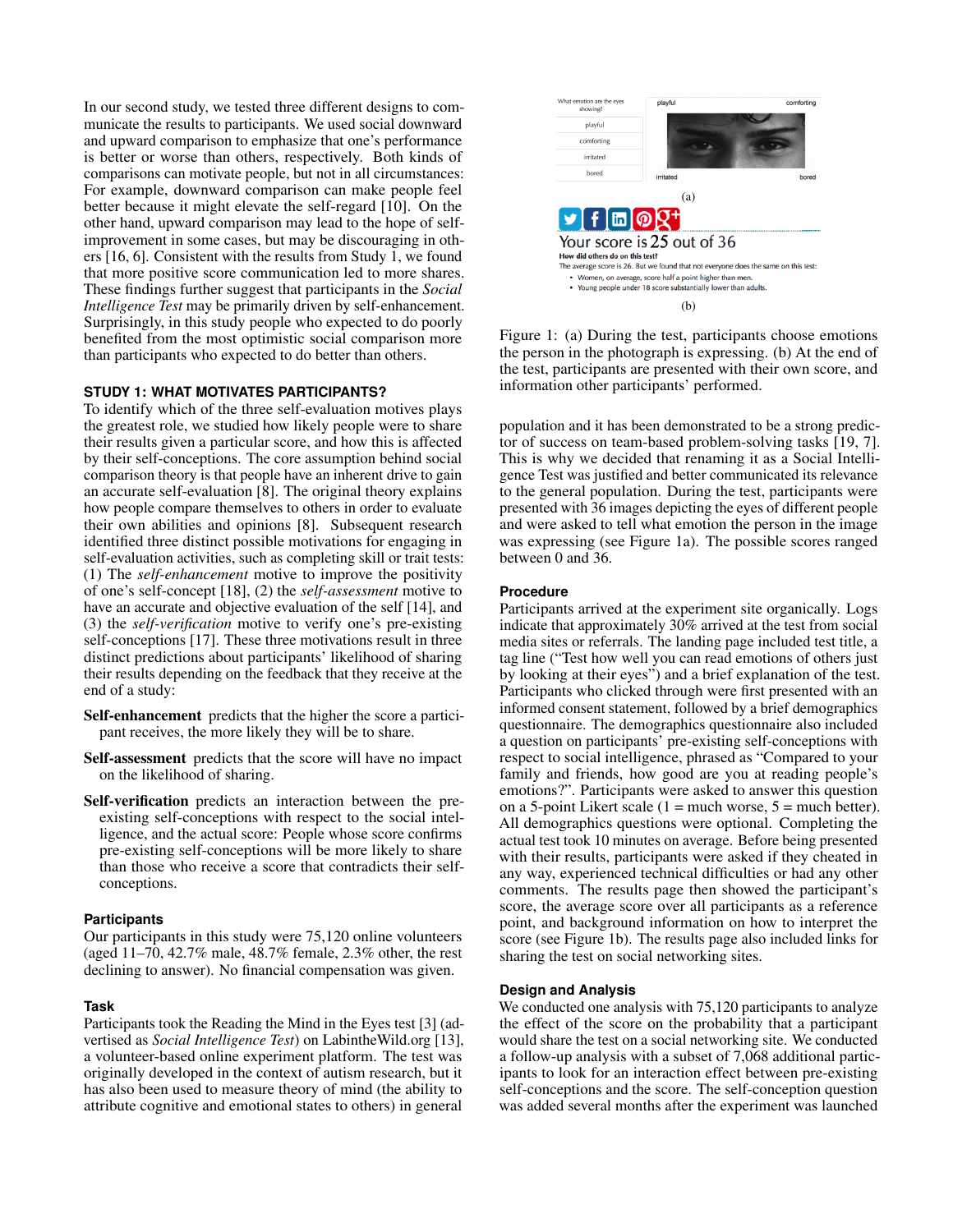In our second study, we tested three different designs to communicate the results to participants. We used social downward and upward comparison to emphasize that one's performance is better or worse than others, respectively. Both kinds of comparisons can motivate people, but not in all circumstances: For example, downward comparison can make people feel better because it might elevate the self-regard [10]. On the other hand, upward comparison may lead to the hope of self-improvement in some cases, but may be discouraging in others [16, 6]. Consistent with the results from Study 1, we found that more positive score communication led to more shares. These findings further suggest that participants in the *Social Intelligence Test* may be primarily driven by self-enhancement. Surprisingly, in this study people who expected to do poorly benefited from the most optimistic social comparison more than participants who expected to do better than others.

## STUDY 1: WHAT MOTIVATES PARTICIPANTS?

To identify which of the three self-evaluation motives plays the greatest role, we studied how likely people were to share their results given a particular score, and how this is affected by their self-conceptions. The core assumption behind social comparison theory is that people have an inherent drive to gain an accurate self-evaluation [8]. The original theory explains how people compare themselves to others in order to evaluate their own abilities and opinions [8]. Subsequent research identified three distinct possible motivations for engaging in self-evaluation activities, such as completing skill or trait tests: (1) The *self-enhancement* motive to improve the positivity of one's self-concept [18], (2) the *self-assessment* motive to have an accurate and objective evaluation of the self [14], and (3) the *self-verification* motive to verify one's pre-existing self-conceptions [17]. These three motivations result in three distinct predictions about participants' likelihood of sharing their results depending on the feedback that they receive at the end of a study:

**Self-enhancement** predicts that the higher the score a participant receives, the more likely they will be to share.

**Self-assessment** predicts that the score will have no impact on the likelihood of sharing.

**Self-verification** predicts an interaction between the pre-existing self-conceptions with respect to the social intelligence, and the actual score: People whose score confirms pre-existing self-conceptions will be more likely to share than those who receive a score that contradicts their self-conceptions.

### Participants

Our participants in this study were 75,120 online volunteers (aged 11–70, 42.7% male, 48.7% female, 2.3% other, the rest declining to answer). No financial compensation was given.

### Task

Participants took the Reading the Mind in the Eyes test [3] (advertised as *Social Intelligence Test*) on LabintheWild.org [13], a volunteer-based online experiment platform. The test was originally developed in the context of autism research, but it has also been used to measure theory of mind (the ability to attribute cognitive and emotional states to others) in general population and it has been demonstrated to be a strong predictor of success on team-based problem-solving tasks [19, 7]. This is why we decided that renaming it as a Social Intelligence Test was justified and better communicated its relevance to the general population. During the test, participants were presented with 36 images depicting the eyes of different people and were asked to tell what emotion the person in the image was expressing (see Figure 1a). The possible scores ranged between 0 and 36.

Figure 1: (a) During the test, participants choose emotions the person in the photograph is expressing. (b) At the end of the test, participants are presented with their own score, and information other participants' performed.

### Procedure

Participants arrived at the experiment site organically. Logs indicate that approximately 30% arrived at the test from social media sites or referrals. The landing page included test title, a tag line ("Test how well you can read emotions of others just by looking at their eyes") and a brief explanation of the test. Participants who clicked through were first presented with an informed consent statement, followed by a brief demographics questionnaire. The demographics questionnaire also included a question on participants' pre-existing self-conceptions with respect to social intelligence, phrased as "Compared to your family and friends, how good are you at reading people's emotions?". Participants were asked to answer this question on a 5-point Likert scale (1 = much worse, 5 = much better). All demographics questions were optional. Completing the actual test took 10 minutes on average. Before being presented with their results, participants were asked if they cheated in any way, experienced technical difficulties or had any other comments. The results page then showed the participant's score, the average score over all participants as a reference point, and background information on how to interpret the score (see Figure 1b). The results page also included links for sharing the test on social networking sites.

### Design and Analysis

We conducted one analysis with 75,120 participants to analyze the effect of the score on the probability that a participant would share the test on a social networking site. We conducted a follow-up analysis with a subset of 7,068 additional participants to look for an interaction effect between pre-existing self-conceptions and the score. The self-conception question was added several months after the experiment was launched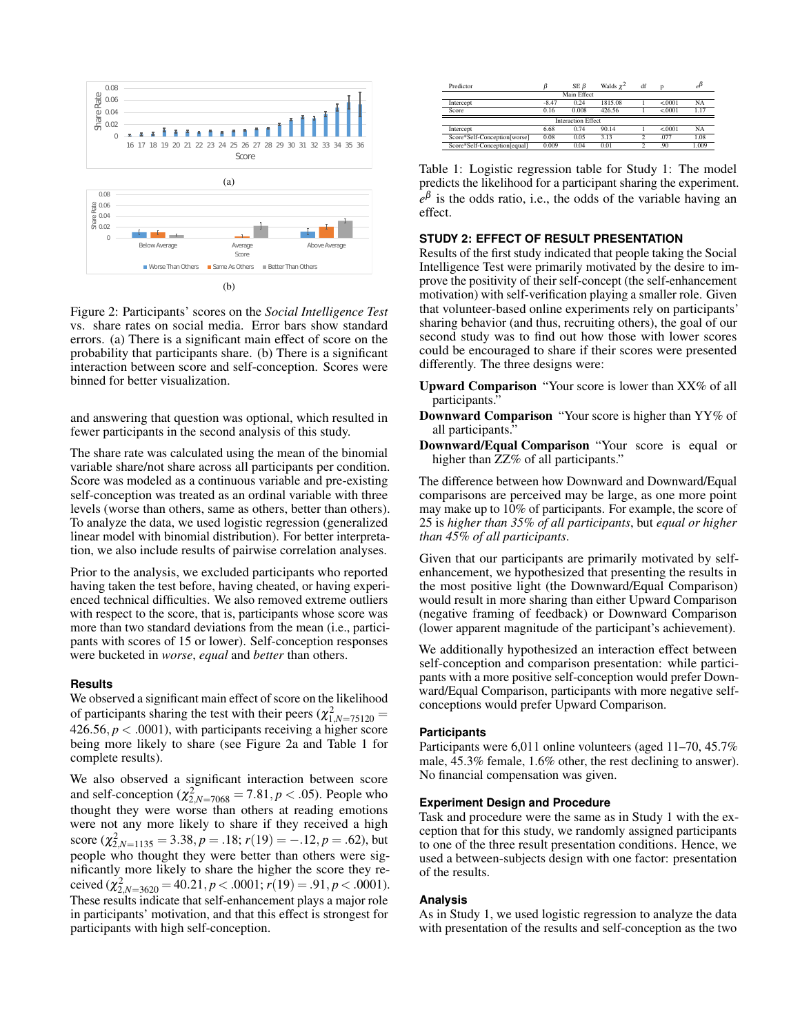Figure 2: Participants' scores on the *Social Intelligence Test* vs. share rates on social media. Error bars show standard errors. (a) There is a significant main effect of score on the probability that participants share. (b) There is a significant interaction between score and self-conception. Scores were binned for better visualization.

and answering that question was optional, which resulted in fewer participants in the second analysis of this study.

The share rate was calculated using the mean of the binomial variable share/not share across all participants per condition. Score was modeled as a continuous variable and pre-existing self-conception was treated as an ordinal variable with three levels (worse than others, same as others, better than others). To analyze the data, we used logistic regression (generalized linear model with binomial distribution). For better interpretation, we also include results of pairwise correlation analyses.

Prior to the analysis, we excluded participants who reported having taken the test before, having cheated, or having experienced technical difficulties. We also removed extreme outliers with respect to the score, that is, participants whose score was more than two standard deviations from the mean (i.e., participants with scores of 15 or lower). Self-conception responses were bucketed in *worse*, *equal* and *better* than others.

### Results

We observed a significant main effect of score on the likelihood of participants sharing the test with their peers ($\chi^2_{1,N=75120} = 426.56, p < .0001$), with participants receiving a higher score being more likely to share (see Figure 2a and Table 1 for complete results).

We also observed a significant interaction between score and self-conception ($\chi^2_{2,N=7068} = 7.81, p < .05$). People who thought they were worse than others at reading emotions were not any more likely to share if they received a high score ($\chi^2_{2,N=1135} = 3.38, p = .18$; $r(19) = -.12, p = .62$), but people who thought they were better than others were significantly more likely to share the higher the score they received ($\chi^2_{2,N=3620} = 40.21, p < .0001$; $r(19) = .91, p < .0001$). These results indicate that self-enhancement plays a major role in participants' motivation, and that this effect is strongest for participants with high self-conception.

| Predictor | $\beta$ | SE $\beta$ | Walds $\chi^2$ | df | p | $e^\beta$ |
|---|---|---|---|---|---|---|
| Main Effect | | | | | | |
| Intercept | −8.47 | 0.24 | 1815.08 | 1 | <.0001 | NA |
| Score | 0.16 | 0.008 | 426.56 | 1 | <.0001 | 1.17 |
| Interaction Effect | | | | | | |
| Intercept | 6.68 | 0.74 | 90.14 | 1 | <.0001 | NA |
| Score*Self-Conception[worse] | 0.08 | 0.05 | 3.13 | 2 | .077 | 1.08 |
| Score*Self-Conception[equal] | 0.009 | 0.04 | 0.01 | 2 | .90 | 1.009 |

Table 1: Logistic regression table for Study 1: The model predicts the likelihood for a participant sharing the experiment. $e^\beta$ is the odds ratio, i.e., the odds of the variable having an effect.

## STUDY 2: EFFECT OF RESULT PRESENTATION

Results of the first study indicated that people taking the Social Intelligence Test were primarily motivated by the desire to improve the positivity of their self-concept (the self-enhancement motivation) with self-verification playing a smaller role. Given that volunteer-based online experiments rely on participants' sharing behavior (and thus, recruiting others), the goal of our second study was to find out how those with lower scores could be encouraged to share if their scores were presented differently. The three designs were:

**Upward Comparison** "Your score is lower than XX% of all participants."

**Downward Comparison** "Your score is higher than YY% of all participants."

**Downward/Equal Comparison** "Your score is equal or higher than ZZ% of all participants."

The difference between how Downward and Downward/Equal comparisons are perceived may be large, as one more point may make up to 10% of participants. For example, the score of 25 is *higher than 35% of all participants*, but *equal or higher than 45% of all participants*.

Given that our participants are primarily motivated by self-enhancement, we hypothesized that presenting the results in the most positive light (the Downward/Equal Comparison) would result in more sharing than either Upward Comparison (negative framing of feedback) or Downward Comparison (lower apparent magnitude of the participant's achievement).

We additionally hypothesized an interaction effect between self-conception and comparison presentation: while participants with a more positive self-conception would prefer Downward/Equal Comparison, participants with more negative self-conceptions would prefer Upward Comparison.

### Participants

Participants were 6,011 online volunteers (aged 11–70, 45.7% male, 45.3% female, 1.6% other, the rest declining to answer). No financial compensation was given.

### Experiment Design and Procedure

Task and procedure were the same as in Study 1 with the exception that for this study, we randomly assigned participants to one of the three result presentation conditions. Hence, we used a between-subjects design with one factor: presentation of the results.

### Analysis

As in Study 1, we used logistic regression to analyze the data with presentation of the results and self-conception as the two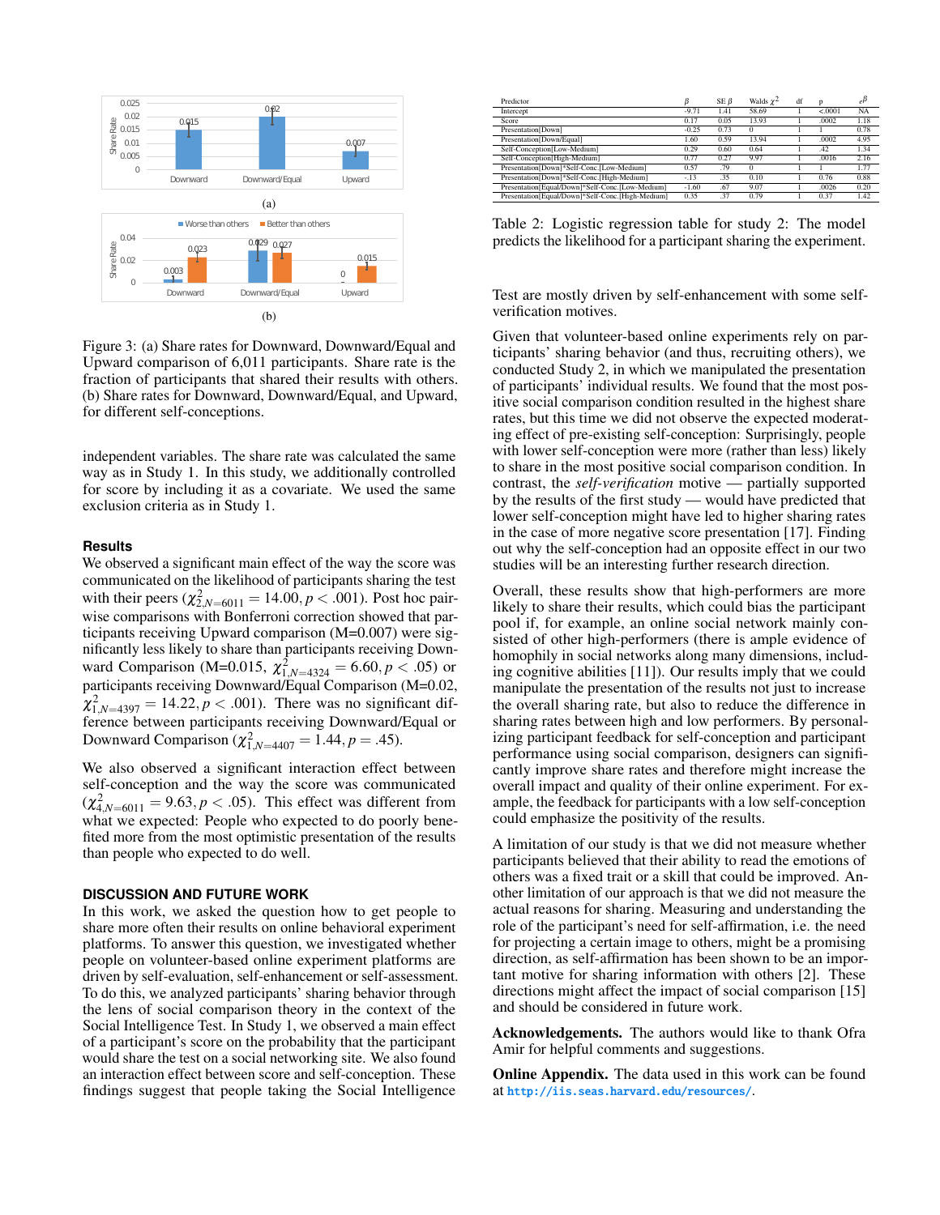0.025
0.02
0.015
0.01
0.005
0
Share Rate
0.015
0.02
0.007
Downward
Downward/Equal
Upward

(a)

Worse than others
Better than others
0.04
0.02
0
Share Rate
0.003
0.023
0.029
0.027
0
0.015
Downward
Downward/Equal
Upward

(b)

Figure 3: (a) Share rates for Downward, Downward/Equal and Upward comparison of 6,011 participants. Share rate is the fraction of participants that shared their results with others. (b) Share rates for Downward, Downward/Equal, and Upward, for different self-conceptions.

independent variables. The share rate was calculated the same way as in Study 1. In this study, we additionally controlled for score by including it as a covariate. We used the same exclusion criteria as in Study 1.

### Results

We observed a significant main effect of the way the score was communicated on the likelihood of participants sharing the test with their peers ($\chi^2_{2,N=6011} = 14.00, p < .001$). Post hoc pairwise comparisons with Bonferroni correction showed that participants receiving Upward comparison (M=0.007) were significantly less likely to share than participants receiving Downward Comparison (M=0.015, $\chi^2_{1,N=4324} = 6.60, p < .05$) or participants receiving Downward/Equal Comparison (M=0.02, $\chi^2_{1,N=4397} = 14.22, p < .001$). There was no significant difference between participants receiving Downward/Equal or Downward Comparison ($\chi^2_{1,N=4407} = 1.44, p = .45$).

We also observed a significant interaction effect between self-conception and the way the score was communicated ($\chi^2_{4,N=6011} = 9.63, p < .05$). This effect was different from what we expected: People who expected to do poorly benefited more from the most optimistic presentation of the results than people who expected to do well.

## DISCUSSION AND FUTURE WORK

In this work, we asked the question how to get people to share more often their results on online behavioral experiment platforms. To answer this question, we investigated whether people on volunteer-based online experiment platforms are driven by self-evaluation, self-enhancement or self-assessment. To do this, we analyzed participants' sharing behavior through the lens of social comparison theory in the context of the Social Intelligence Test. In Study 1, we observed a main effect of a participant's score on the probability that the participant would share the test on a social networking site. We also found an interaction effect between score and self-conception. These findings suggest that people taking the Social Intelligence Test are mostly driven by self-enhancement with some self-verification motives.

| Predictor | $\beta$ | SE $\beta$ | Walds $\chi^2$ | df | p | $e^\beta$ |
|---|---|---|---|---|---|---|
| Intercept | -9.71 | 1.41 | 58.69 | 1 | <.0001 | NA |
| Score | 0.17 | 0.05 | 13.93 | 1 | .0002 | 1.18 |
| Presentation[Down] | -0.25 | 0.73 | 0 | 1 | 1 | 0.78 |
| Presentation[Down/Equal] | 1.60 | 0.59 | 13.94 | 1 | .0002 | 4.95 |
| Self-Conception[Low-Medium] | 0.29 | 0.60 | 0.64 | 1 | .42 | 1.34 |
| Self-Conception[High-Medium] | 0.77 | 0.27 | 9.97 | 1 | .0016 | 2.16 |
| Presentation[Down]*Self-Conc.[Low-Medium] | 0.57 | .79 | 0 | 1 | 1 | 1.77 |
| Presentation[Down]*Self-Conc.[High-Medium] | -.13 | .35 | 0.10 | 1 | 0.76 | 0.88 |
| Presentation[Equal/Down]*Self-Conc.[Low-Medium] | -1.60 | .67 | 9.07 | 1 | .0026 | 0.20 |
| Presentation[Equal/Down]*Self-Conc.[High-Medium] | 0.35 | .37 | 0.79 | 1 | 0.37 | 1.42 |

Table 2: Logistic regression table for study 2: The model predicts the likelihood for a participant sharing the experiment.

Given that volunteer-based online experiments rely on participants' sharing behavior (and thus, recruiting others), we conducted Study 2, in which we manipulated the presentation of participants' individual results. We found that the most positive social comparison condition resulted in the highest share rates, but this time we did not observe the expected moderating effect of pre-existing self-conception: Surprisingly, people with lower self-conception were more (rather than less) likely to share in the most positive social comparison condition. In contrast, the *self-verification* motive — partially supported by the results of the first study — would have predicted that lower self-conception might have led to higher sharing rates in the case of more negative score presentation [17]. Finding out why the self-conception had an opposite effect in our two studies will be an interesting further research direction.

Overall, these results show that high-performers are more likely to share their results, which could bias the participant pool if, for example, an online social network mainly consisted of other high-performers (there is ample evidence of homophily in social networks along many dimensions, including cognitive abilities [11]). Our results imply that we could manipulate the presentation of the results not just to increase the overall sharing rate, but also to reduce the difference in sharing rates between high and low performers. By personalizing participant feedback for self-conception and participant performance using social comparison, designers can significantly improve share rates and therefore might increase the overall impact and quality of their online experiment. For example, the feedback for participants with a low self-conception could emphasize the positivity of the results.

A limitation of our study is that we did not measure whether participants believed that their ability to read the emotions of others was a fixed trait or a skill that could be improved. Another limitation of our approach is that we did not measure the actual reasons for sharing. Measuring and understanding the role of the participant's need for self-affirmation, i.e. the need for projecting a certain image to others, might be a promising direction, as self-affirmation has been shown to be an important motive for sharing information with others [2]. These directions might affect the impact of social comparison [15] and should be considered in future work.

**Acknowledgements.** The authors would like to thank Ofra Amir for helpful comments and suggestions.

**Online Appendix.** The data used in this work can be found at `http://iis.seas.harvard.edu/resources/`.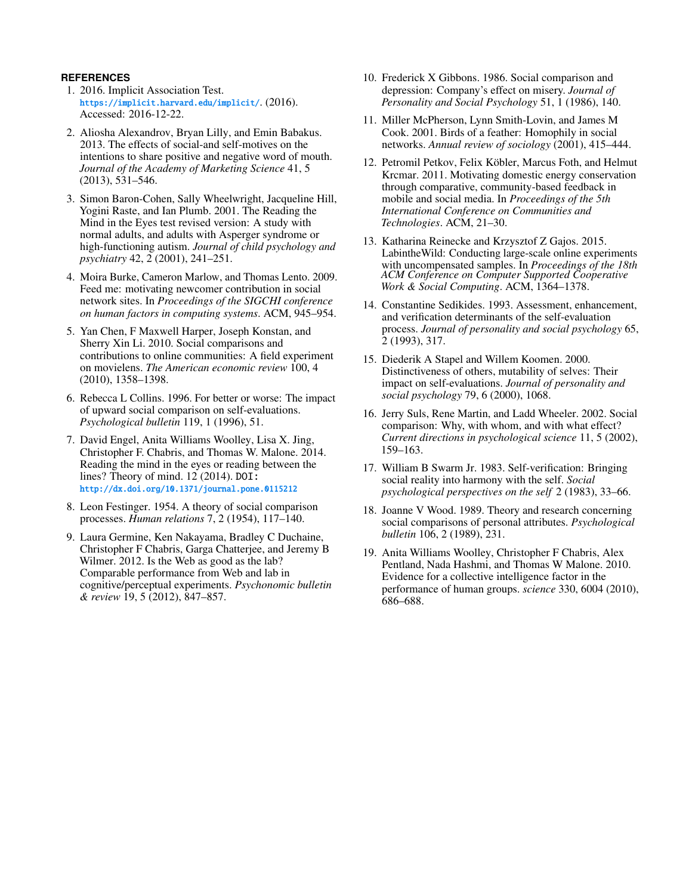## REFERENCES

1. 2016. Implicit Association Test. https://implicit.harvard.edu/implicit/. (2016). Accessed: 2016-12-22.
2. Aliosha Alexandrov, Bryan Lilly, and Emin Babakus. 2013. The effects of social-and self-motives on the intentions to share positive and negative word of mouth. *Journal of the Academy of Marketing Science* 41, 5 (2013), 531–546.
3. Simon Baron-Cohen, Sally Wheelwright, Jacqueline Hill, Yogini Raste, and Ian Plumb. 2001. The Reading the Mind in the Eyes test revised version: A study with normal adults, and adults with Asperger syndrome or high-functioning autism. *Journal of child psychology and psychiatry* 42, 2 (2001), 241–251.
4. Moira Burke, Cameron Marlow, and Thomas Lento. 2009. Feed me: motivating newcomer contribution in social network sites. In *Proceedings of the SIGCHI conference on human factors in computing systems*. ACM, 945–954.
5. Yan Chen, F Maxwell Harper, Joseph Konstan, and Sherry Xin Li. 2010. Social comparisons and contributions to online communities: A field experiment on movielens. *The American economic review* 100, 4 (2010), 1358–1398.
6. Rebecca L Collins. 1996. For better or worse: The impact of upward social comparison on self-evaluations. *Psychological bulletin* 119, 1 (1996), 51.
7. David Engel, Anita Williams Woolley, Lisa X. Jing, Christopher F. Chabris, and Thomas W. Malone. 2014. Reading the mind in the eyes or reading between the lines? Theory of mind. 12 (2014). DOI: http://dx.doi.org/10.1371/journal.pone.0115212
8. Leon Festinger. 1954. A theory of social comparison processes. *Human relations* 7, 2 (1954), 117–140.
9. Laura Germine, Ken Nakayama, Bradley C Duchaine, Christopher F Chabris, Garga Chatterjee, and Jeremy B Wilmer. 2012. Is the Web as good as the lab? Comparable performance from Web and lab in cognitive/perceptual experiments. *Psychonomic bulletin & review* 19, 5 (2012), 847–857.
10. Frederick X Gibbons. 1986. Social comparison and depression: Company's effect on misery. *Journal of Personality and Social Psychology* 51, 1 (1986), 140.
11. Miller McPherson, Lynn Smith-Lovin, and James M Cook. 2001. Birds of a feather: Homophily in social networks. *Annual review of sociology* (2001), 415–444.
12. Petromil Petkov, Felix Köbler, Marcus Foth, and Helmut Krcmar. 2011. Motivating domestic energy conservation through comparative, community-based feedback in mobile and social media. In *Proceedings of the 5th International Conference on Communities and Technologies*. ACM, 21–30.
13. Katharina Reinecke and Krzysztof Z Gajos. 2015. LabintheWild: Conducting large-scale online experiments with uncompensated samples. In *Proceedings of the 18th ACM Conference on Computer Supported Cooperative Work & Social Computing*. ACM, 1364–1378.
14. Constantine Sedikides. 1993. Assessment, enhancement, and verification determinants of the self-evaluation process. *Journal of personality and social psychology* 65, 2 (1993), 317.
15. Diederik A Stapel and Willem Koomen. 2000. Distinctiveness of others, mutability of selves: Their impact on self-evaluations. *Journal of personality and social psychology* 79, 6 (2000), 1068.
16. Jerry Suls, Rene Martin, and Ladd Wheeler. 2002. Social comparison: Why, with whom, and with what effect? *Current directions in psychological science* 11, 5 (2002), 159–163.
17. William B Swarm Jr. 1983. Self-verification: Bringing social reality into harmony with the self. *Social psychological perspectives on the self* 2 (1983), 33–66.
18. Joanne V Wood. 1989. Theory and research concerning social comparisons of personal attributes. *Psychological bulletin* 106, 2 (1989), 231.
19. Anita Williams Woolley, Christopher F Chabris, Alex Pentland, Nada Hashmi, and Thomas W Malone. 2010. Evidence for a collective intelligence factor in the performance of human groups. *science* 330, 6004 (2010), 686–688.